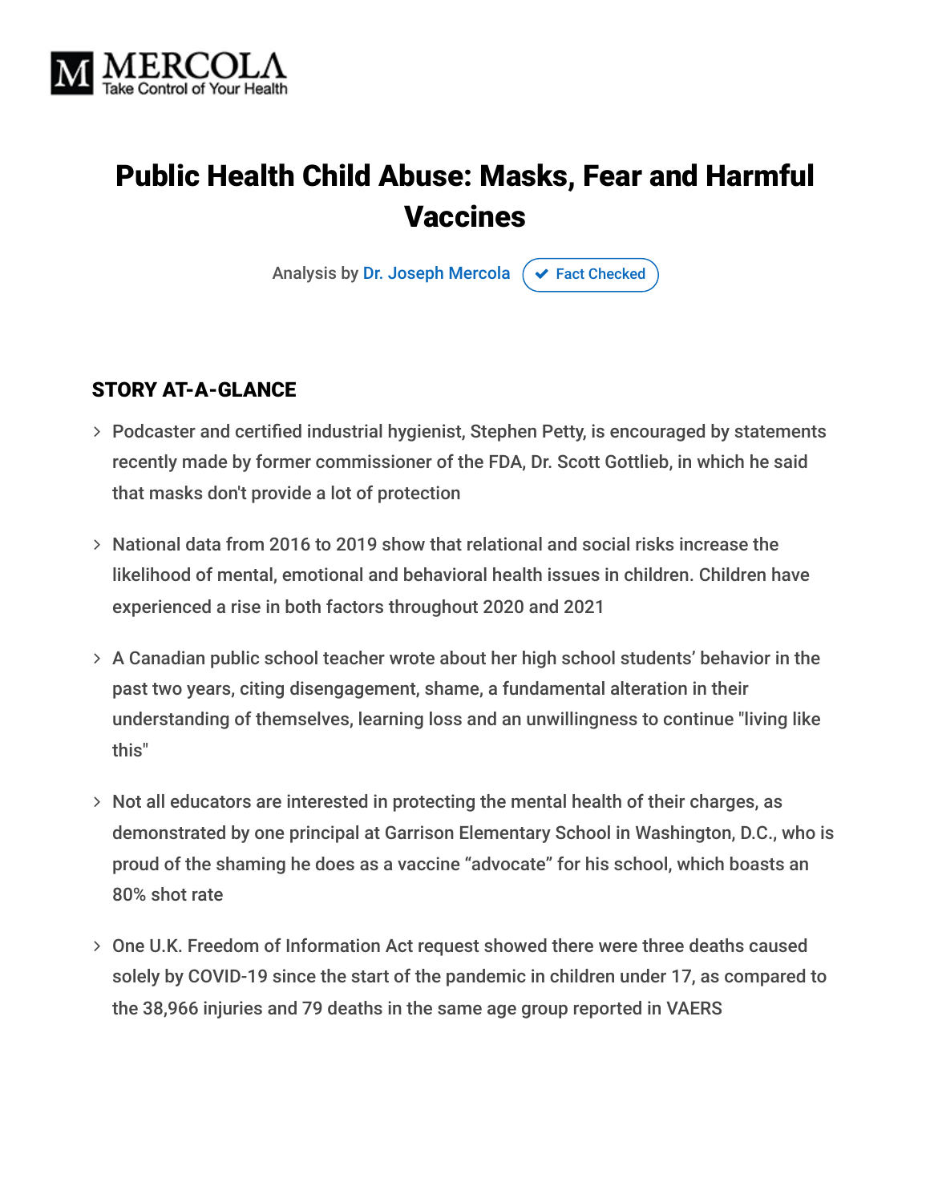MERCOLA
Take Control of Your Health

# Public Health Child Abuse: Masks, Fear and Harmful Vaccines

Analysis by Dr. Joseph Mercola ✔ Fact Checked

## STORY AT-A-GLANCE

- Podcaster and certified industrial hygienist, Stephen Petty, is encouraged by statements recently made by former commissioner of the FDA, Dr. Scott Gottlieb, in which he said that masks don't provide a lot of protection
- National data from 2016 to 2019 show that relational and social risks increase the likelihood of mental, emotional and behavioral health issues in children. Children have experienced a rise in both factors throughout 2020 and 2021
- A Canadian public school teacher wrote about her high school students' behavior in the past two years, citing disengagement, shame, a fundamental alteration in their understanding of themselves, learning loss and an unwillingness to continue "living like this"
- Not all educators are interested in protecting the mental health of their charges, as demonstrated by one principal at Garrison Elementary School in Washington, D.C., who is proud of the shaming he does as a vaccine "advocate" for his school, which boasts an 80% shot rate
- One U.K. Freedom of Information Act request showed there were three deaths caused solely by COVID-19 since the start of the pandemic in children under 17, as compared to the 38,966 injuries and 79 deaths in the same age group reported in VAERS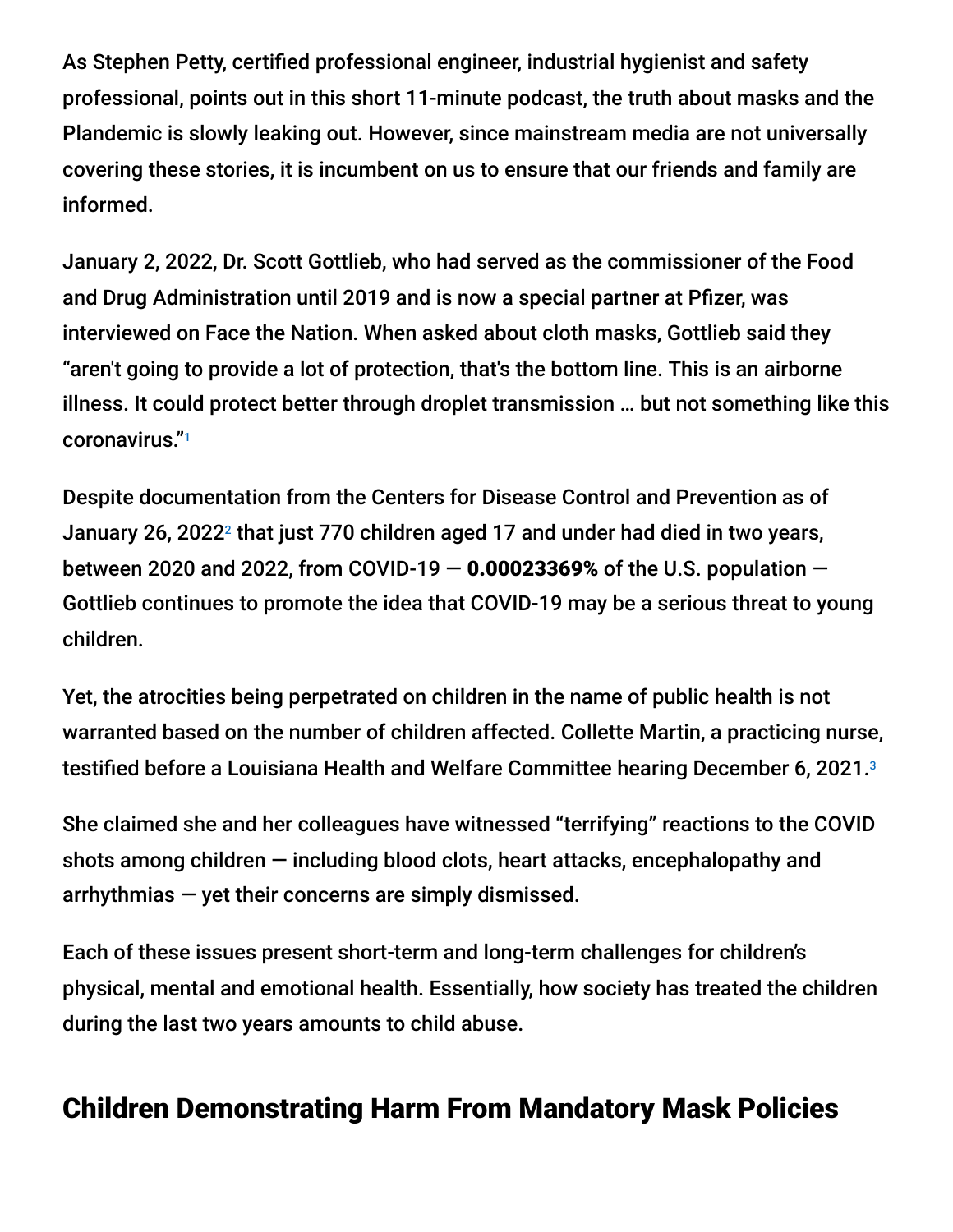As Stephen Petty, certified professional engineer, industrial hygienist and safety professional, points out in this short 11-minute podcast, the truth about masks and the Plandemic is slowly leaking out. However, since mainstream media are not universally covering these stories, it is incumbent on us to ensure that our friends and family are informed.

January 2, 2022, Dr. Scott Gottlieb, who had served as the commissioner of the Food and Drug Administration until 2019 and is now a special partner at Pfizer, was interviewed on Face the Nation. When asked about cloth masks, Gottlieb said they "aren't going to provide a lot of protection, that's the bottom line. This is an airborne illness. It could protect better through droplet transmission … but not something like this coronavirus."[1]

Despite documentation from the Centers for Disease Control and Prevention as of January 26, 2022[2] that just 770 children aged 17 and under had died in two years, between 2020 and 2022, from COVID-19 — **0.00023369%** of the U.S. population — Gottlieb continues to promote the idea that COVID-19 may be a serious threat to young children.

Yet, the atrocities being perpetrated on children in the name of public health is not warranted based on the number of children affected. Collette Martin, a practicing nurse, testified before a Louisiana Health and Welfare Committee hearing December 6, 2021.[3]

She claimed she and her colleagues have witnessed "terrifying" reactions to the COVID shots among children — including blood clots, heart attacks, encephalopathy and arrhythmias — yet their concerns are simply dismissed.

Each of these issues present short-term and long-term challenges for children's physical, mental and emotional health. Essentially, how society has treated the children during the last two years amounts to child abuse.

## Children Demonstrating Harm From Mandatory Mask Policies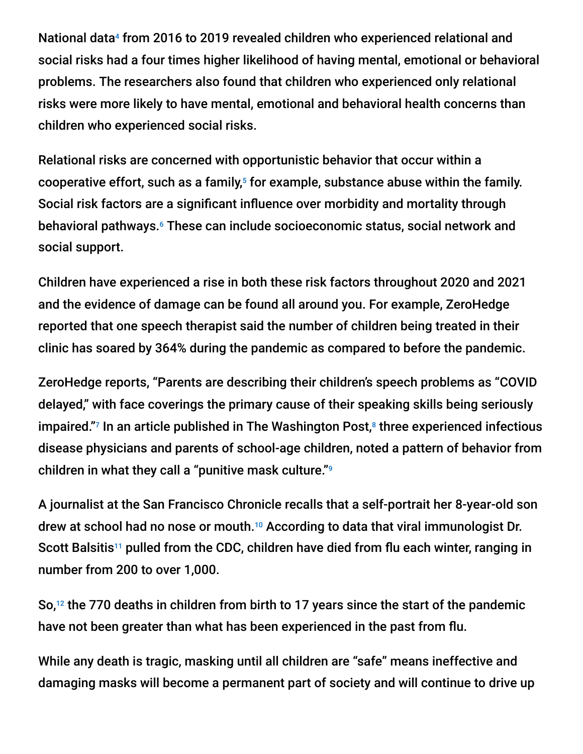National data[4] from 2016 to 2019 revealed children who experienced relational and social risks had a four times higher likelihood of having mental, emotional or behavioral problems. The researchers also found that children who experienced only relational risks were more likely to have mental, emotional and behavioral health concerns than children who experienced social risks.

Relational risks are concerned with opportunistic behavior that occur within a cooperative effort, such as a family,[5] for example, substance abuse within the family. Social risk factors are a significant influence over morbidity and mortality through behavioral pathways.[6] These can include socioeconomic status, social network and social support.

Children have experienced a rise in both these risk factors throughout 2020 and 2021 and the evidence of damage can be found all around you. For example, ZeroHedge reported that one speech therapist said the number of children being treated in their clinic has soared by 364% during the pandemic as compared to before the pandemic.

ZeroHedge reports, "Parents are describing their children's speech problems as "COVID delayed," with face coverings the primary cause of their speaking skills being seriously impaired."[7] In an article published in The Washington Post,[8] three experienced infectious disease physicians and parents of school-age children, noted a pattern of behavior from children in what they call a "punitive mask culture."[9]

A journalist at the San Francisco Chronicle recalls that a self-portrait her 8-year-old son drew at school had no nose or mouth.[10] According to data that viral immunologist Dr. Scott Balsitis[11] pulled from the CDC, children have died from flu each winter, ranging in number from 200 to over 1,000.

So,[12] the 770 deaths in children from birth to 17 years since the start of the pandemic have not been greater than what has been experienced in the past from flu.

While any death is tragic, masking until all children are "safe" means ineffective and damaging masks will become a permanent part of society and will continue to drive up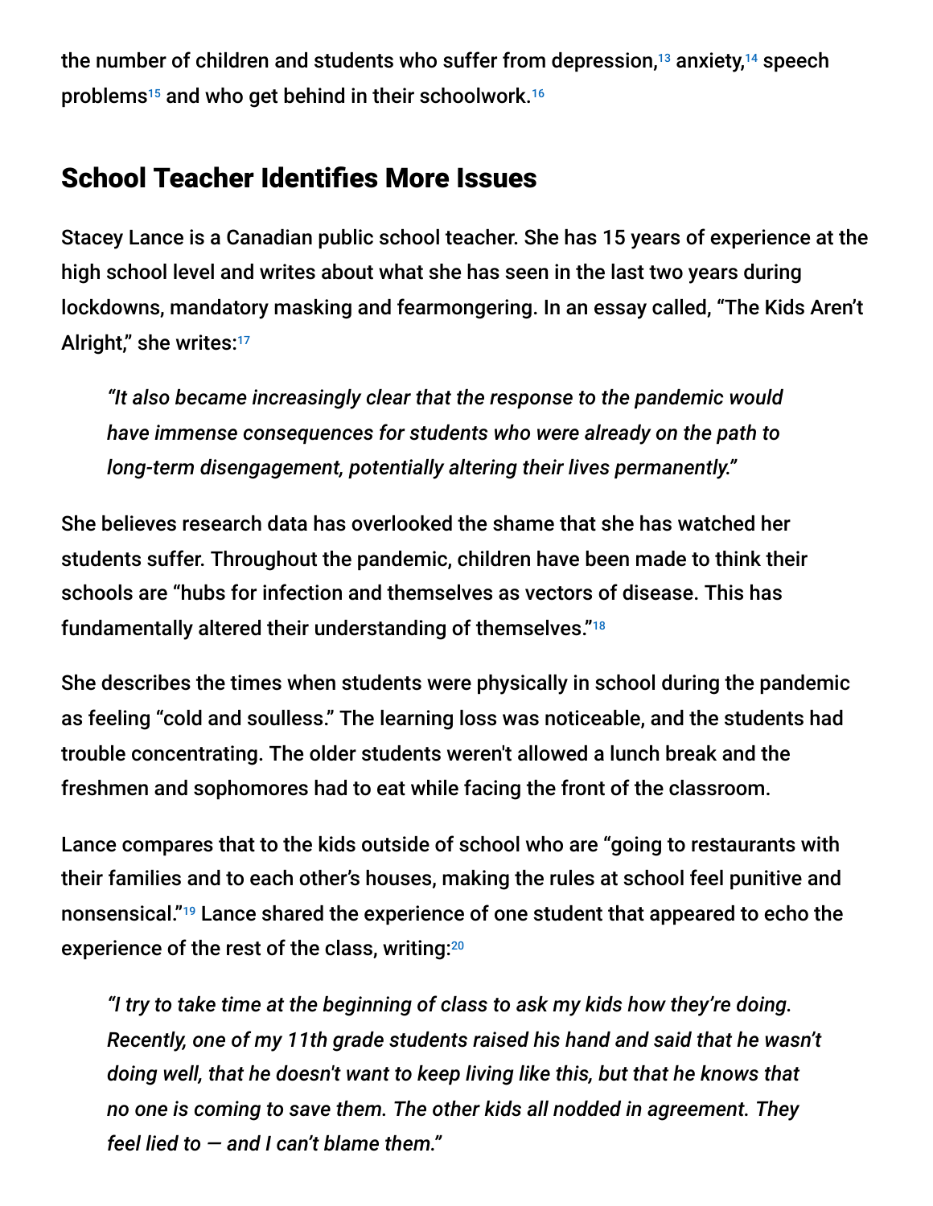the number of children and students who suffer from depression,[13] anxiety,[14] speech problems[15] and who get behind in their schoolwork.[16]

## School Teacher Identifies More Issues

Stacey Lance is a Canadian public school teacher. She has 15 years of experience at the high school level and writes about what she has seen in the last two years during lockdowns, mandatory masking and fearmongering. In an essay called, "The Kids Aren't Alright," she writes:[17]

> *"It also became increasingly clear that the response to the pandemic would have immense consequences for students who were already on the path to long-term disengagement, potentially altering their lives permanently."*

She believes research data has overlooked the shame that she has watched her students suffer. Throughout the pandemic, children have been made to think their schools are "hubs for infection and themselves as vectors of disease. This has fundamentally altered their understanding of themselves."[18]

She describes the times when students were physically in school during the pandemic as feeling "cold and soulless." The learning loss was noticeable, and the students had trouble concentrating. The older students weren't allowed a lunch break and the freshmen and sophomores had to eat while facing the front of the classroom.

Lance compares that to the kids outside of school who are "going to restaurants with their families and to each other's houses, making the rules at school feel punitive and nonsensical."[19] Lance shared the experience of one student that appeared to echo the experience of the rest of the class, writing:[20]

> *"I try to take time at the beginning of class to ask my kids how they're doing. Recently, one of my 11th grade students raised his hand and said that he wasn't doing well, that he doesn't want to keep living like this, but that he knows that no one is coming to save them. The other kids all nodded in agreement. They feel lied to — and I can't blame them."*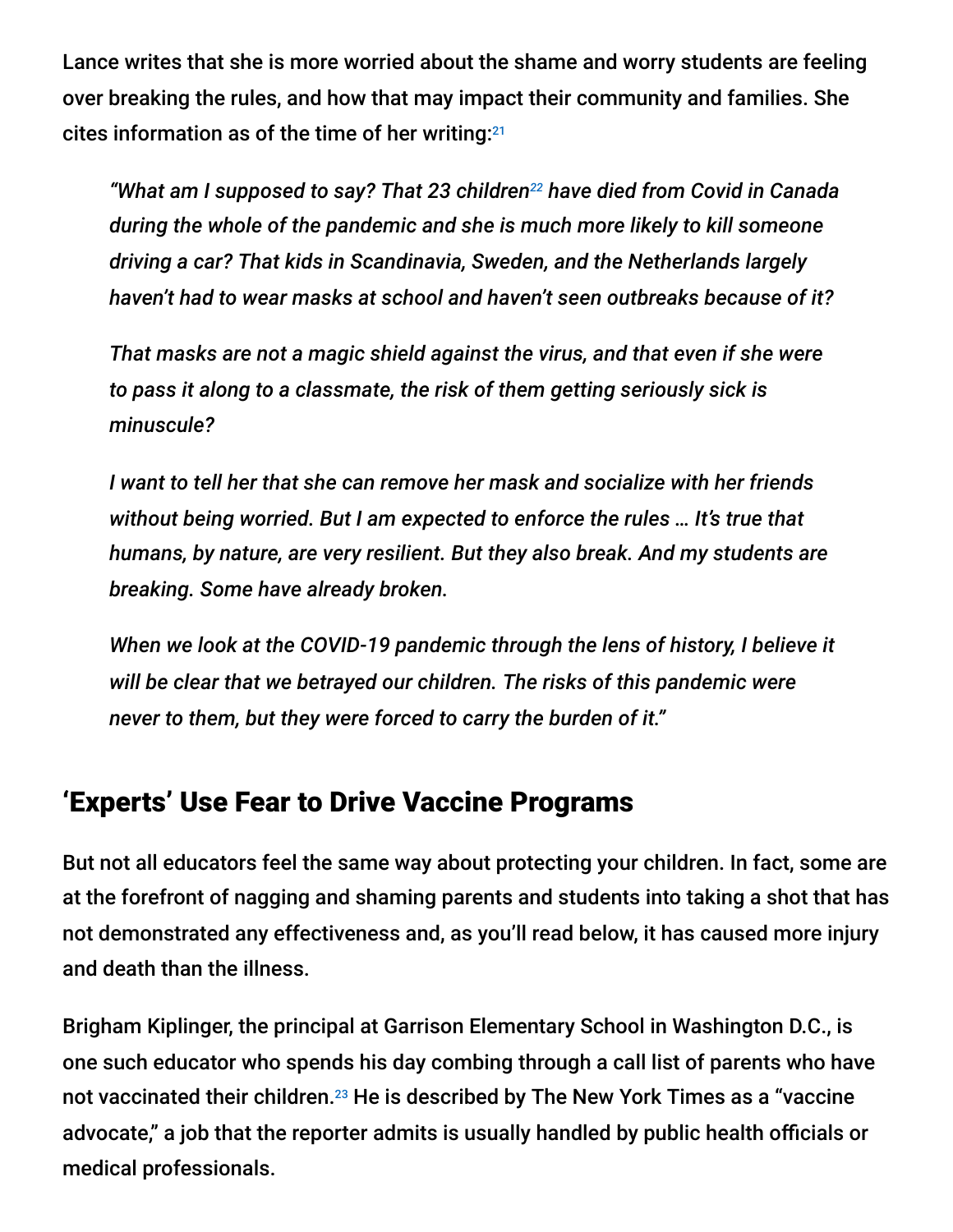Lance writes that she is more worried about the shame and worry students are feeling over breaking the rules, and how that may impact their community and families. She cites information as of the time of her writing:[21]

> *"What am I supposed to say? That 23 children[22] have died from Covid in Canada during the whole of the pandemic and she is much more likely to kill someone driving a car? That kids in Scandinavia, Sweden, and the Netherlands largely haven't had to wear masks at school and haven't seen outbreaks because of it?*
>
> *That masks are not a magic shield against the virus, and that even if she were to pass it along to a classmate, the risk of them getting seriously sick is minuscule?*
>
> *I want to tell her that she can remove her mask and socialize with her friends without being worried. But I am expected to enforce the rules … It's true that humans, by nature, are very resilient. But they also break. And my students are breaking. Some have already broken.*
>
> *When we look at the COVID-19 pandemic through the lens of history, I believe it will be clear that we betrayed our children. The risks of this pandemic were never to them, but they were forced to carry the burden of it."*

## 'Experts' Use Fear to Drive Vaccine Programs

But not all educators feel the same way about protecting your children. In fact, some are at the forefront of nagging and shaming parents and students into taking a shot that has not demonstrated any effectiveness and, as you'll read below, it has caused more injury and death than the illness.

Brigham Kiplinger, the principal at Garrison Elementary School in Washington D.C., is one such educator who spends his day combing through a call list of parents who have not vaccinated their children.[23] He is described by The New York Times as a "vaccine advocate," a job that the reporter admits is usually handled by public health officials or medical professionals.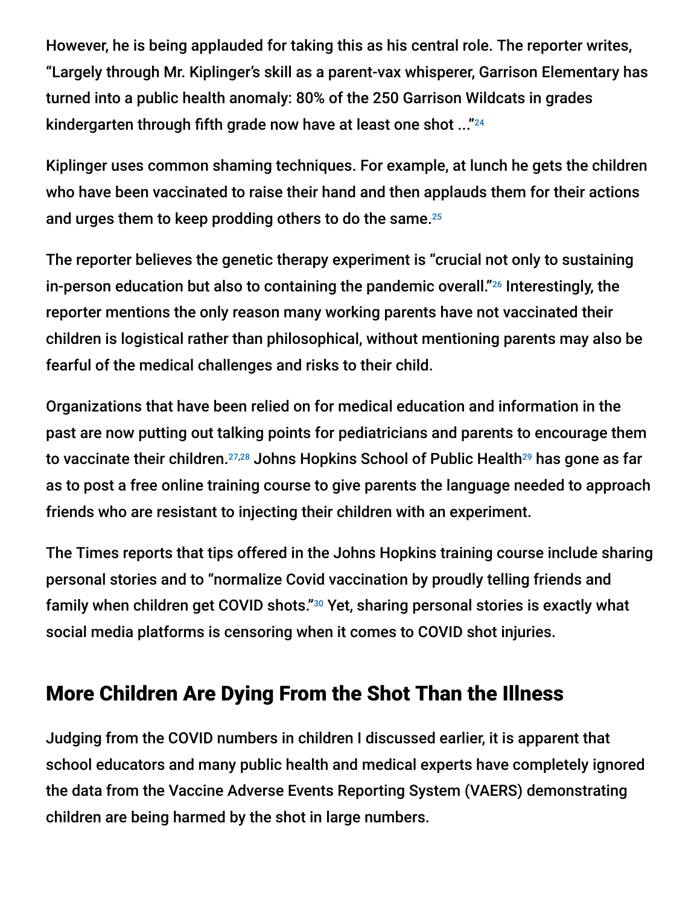However, he is being applauded for taking this as his central role. The reporter writes, "Largely through Mr. Kiplinger's skill as a parent-vax whisperer, Garrison Elementary has turned into a public health anomaly: 80% of the 250 Garrison Wildcats in grades kindergarten through fifth grade now have at least one shot ..."[24]

Kiplinger uses common shaming techniques. For example, at lunch he gets the children who have been vaccinated to raise their hand and then applauds them for their actions and urges them to keep prodding others to do the same.[25]

The reporter believes the genetic therapy experiment is "crucial not only to sustaining in-person education but also to containing the pandemic overall."[26] Interestingly, the reporter mentions the only reason many working parents have not vaccinated their children is logistical rather than philosophical, without mentioning parents may also be fearful of the medical challenges and risks to their child.

Organizations that have been relied on for medical education and information in the past are now putting out talking points for pediatricians and parents to encourage them to vaccinate their children.[27,28] Johns Hopkins School of Public Health[29] has gone as far as to post a free online training course to give parents the language needed to approach friends who are resistant to injecting their children with an experiment.

The Times reports that tips offered in the Johns Hopkins training course include sharing personal stories and to "normalize Covid vaccination by proudly telling friends and family when children get COVID shots."[30] Yet, sharing personal stories is exactly what social media platforms is censoring when it comes to COVID shot injuries.

## More Children Are Dying From the Shot Than the Illness

Judging from the COVID numbers in children I discussed earlier, it is apparent that school educators and many public health and medical experts have completely ignored the data from the Vaccine Adverse Events Reporting System (VAERS) demonstrating children are being harmed by the shot in large numbers.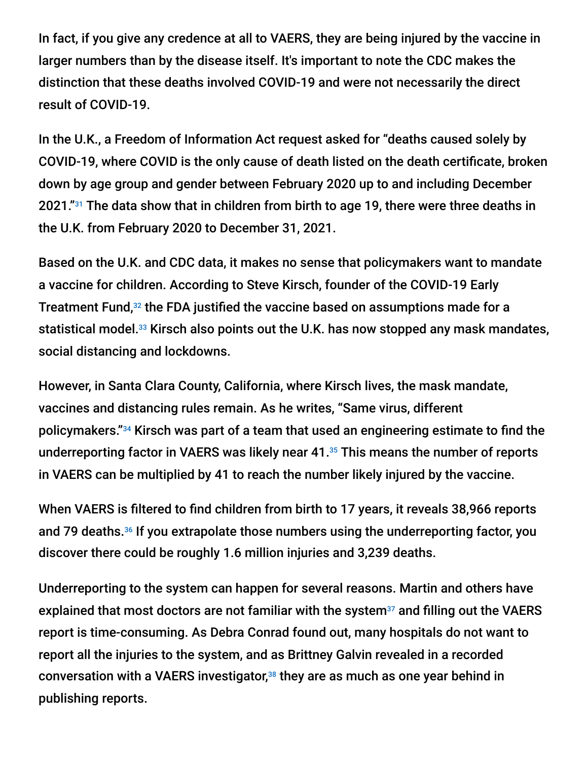In fact, if you give any credence at all to VAERS, they are being injured by the vaccine in larger numbers than by the disease itself. It's important to note the CDC makes the distinction that these deaths involved COVID-19 and were not necessarily the direct result of COVID-19.

In the U.K., a Freedom of Information Act request asked for "deaths caused solely by COVID-19, where COVID is the only cause of death listed on the death certificate, broken down by age group and gender between February 2020 up to and including December 2021."[31] The data show that in children from birth to age 19, there were three deaths in the U.K. from February 2020 to December 31, 2021.

Based on the U.K. and CDC data, it makes no sense that policymakers want to mandate a vaccine for children. According to Steve Kirsch, founder of the COVID-19 Early Treatment Fund,[32] the FDA justified the vaccine based on assumptions made for a statistical model.[33] Kirsch also points out the U.K. has now stopped any mask mandates, social distancing and lockdowns.

However, in Santa Clara County, California, where Kirsch lives, the mask mandate, vaccines and distancing rules remain. As he writes, "Same virus, different policymakers."[34] Kirsch was part of a team that used an engineering estimate to find the underreporting factor in VAERS was likely near 41.[35] This means the number of reports in VAERS can be multiplied by 41 to reach the number likely injured by the vaccine.

When VAERS is filtered to find children from birth to 17 years, it reveals 38,966 reports and 79 deaths.[36] If you extrapolate those numbers using the underreporting factor, you discover there could be roughly 1.6 million injuries and 3,239 deaths.

Underreporting to the system can happen for several reasons. Martin and others have explained that most doctors are not familiar with the system[37] and filling out the VAERS report is time-consuming. As Debra Conrad found out, many hospitals do not want to report all the injuries to the system, and as Brittney Galvin revealed in a recorded conversation with a VAERS investigator,[38] they are as much as one year behind in publishing reports.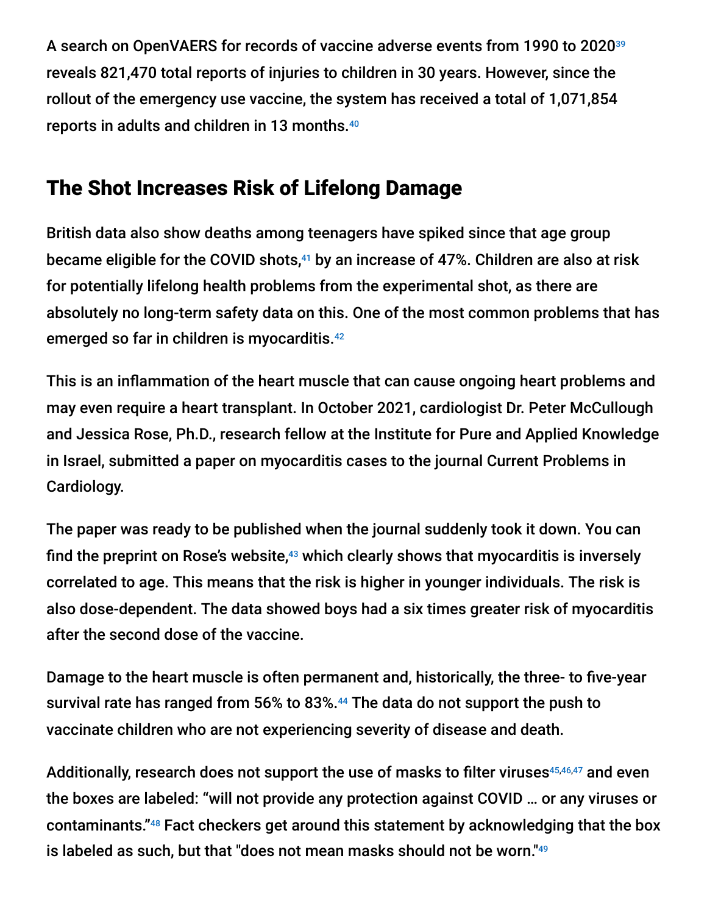A search on OpenVAERS for records of vaccine adverse events from 1990 to 2020[39] reveals 821,470 total reports of injuries to children in 30 years. However, since the rollout of the emergency use vaccine, the system has received a total of 1,071,854 reports in adults and children in 13 months.[40]

## The Shot Increases Risk of Lifelong Damage

British data also show deaths among teenagers have spiked since that age group became eligible for the COVID shots,[41] by an increase of 47%. Children are also at risk for potentially lifelong health problems from the experimental shot, as there are absolutely no long-term safety data on this. One of the most common problems that has emerged so far in children is myocarditis.[42]

This is an inflammation of the heart muscle that can cause ongoing heart problems and may even require a heart transplant. In October 2021, cardiologist Dr. Peter McCullough and Jessica Rose, Ph.D., research fellow at the Institute for Pure and Applied Knowledge in Israel, submitted a paper on myocarditis cases to the journal Current Problems in Cardiology.

The paper was ready to be published when the journal suddenly took it down. You can find the preprint on Rose's website,[43] which clearly shows that myocarditis is inversely correlated to age. This means that the risk is higher in younger individuals. The risk is also dose-dependent. The data showed boys had a six times greater risk of myocarditis after the second dose of the vaccine.

Damage to the heart muscle is often permanent and, historically, the three- to five-year survival rate has ranged from 56% to 83%.[44] The data do not support the push to vaccinate children who are not experiencing severity of disease and death.

Additionally, research does not support the use of masks to filter viruses[45,46,47] and even the boxes are labeled: "will not provide any protection against COVID … or any viruses or contaminants."[48] Fact checkers get around this statement by acknowledging that the box is labeled as such, but that "does not mean masks should not be worn."[49]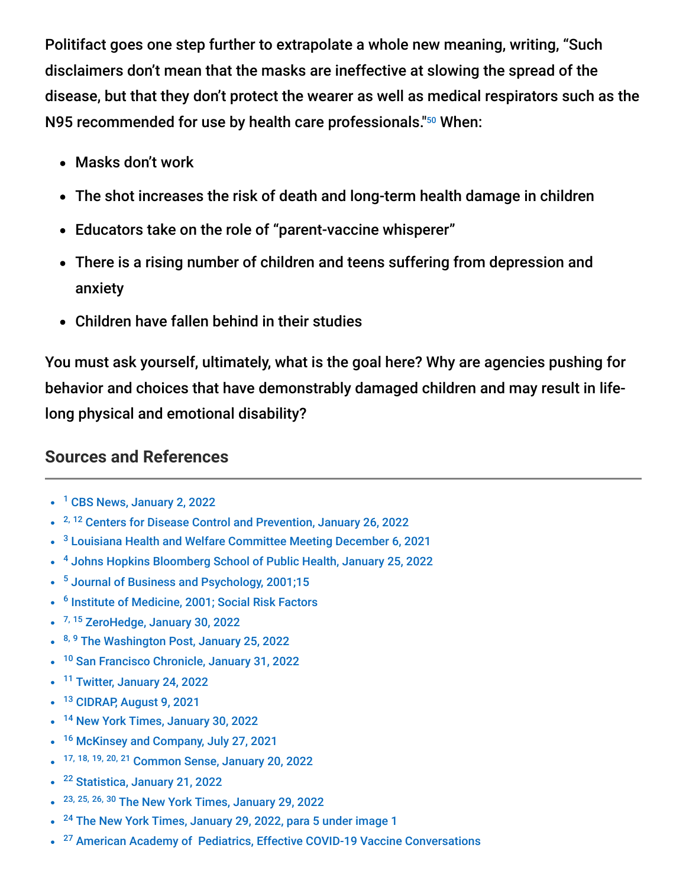Politifact goes one step further to extrapolate a whole new meaning, writing, "Such disclaimers don't mean that the masks are ineffective at slowing the spread of the disease, but that they don't protect the wearer as well as medical respirators such as the N95 recommended for use by health care professionals."[50] When:

- Masks don't work
- The shot increases the risk of death and long-term health damage in children
- Educators take on the role of "parent-vaccine whisperer"
- There is a rising number of children and teens suffering from depression and anxiety
- Children have fallen behind in their studies

You must ask yourself, ultimately, what is the goal here? Why are agencies pushing for behavior and choices that have demonstrably damaged children and may result in life-long physical and emotional disability?

## Sources and References

- [1] CBS News, January 2, 2022
- [2, 12] Centers for Disease Control and Prevention, January 26, 2022
- [3] Louisiana Health and Welfare Committee Meeting December 6, 2021
- [4] Johns Hopkins Bloomberg School of Public Health, January 25, 2022
- [5] Journal of Business and Psychology, 2001;15
- [6] Institute of Medicine, 2001; Social Risk Factors
- [7, 15] ZeroHedge, January 30, 2022
- [8, 9] The Washington Post, January 25, 2022
- [10] San Francisco Chronicle, January 31, 2022
- [11] Twitter, January 24, 2022
- [13] CIDRAP, August 9, 2021
- [14] New York Times, January 30, 2022
- [16] McKinsey and Company, July 27, 2021
- [17, 18, 19, 20, 21] Common Sense, January 20, 2022
- [22] Statistica, January 21, 2022
- [23, 25, 26, 30] The New York Times, January 29, 2022
- [24] The New York Times, January 29, 2022, para 5 under image 1
- [27] American Academy of Pediatrics, Effective COVID-19 Vaccine Conversations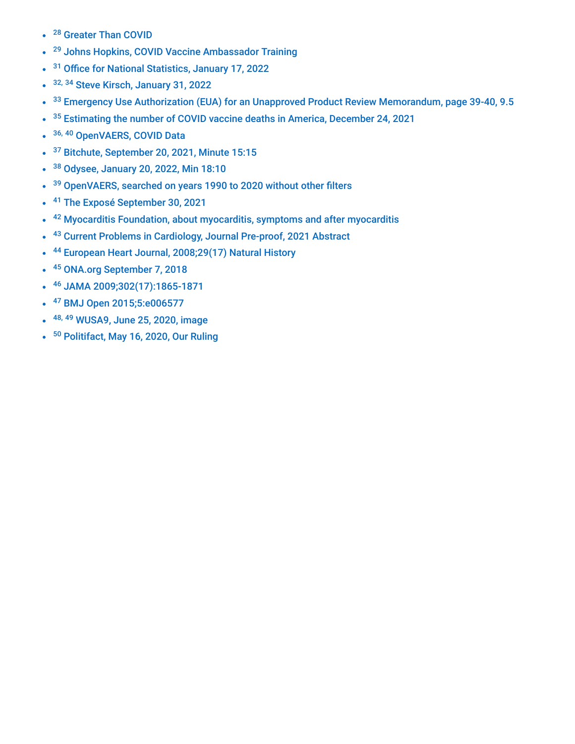- [28] Greater Than COVID
- [29] Johns Hopkins, COVID Vaccine Ambassador Training
- [31] Office for National Statistics, January 17, 2022
- [32, 34] Steve Kirsch, January 31, 2022
- [33] Emergency Use Authorization (EUA) for an Unapproved Product Review Memorandum, page 39-40, 9.5
- [35] Estimating the number of COVID vaccine deaths in America, December 24, 2021
- [36, 40] OpenVAERS, COVID Data
- [37] Bitchute, September 20, 2021, Minute 15:15
- [38] Odysee, January 20, 2022, Min 18:10
- [39] OpenVAERS, searched on years 1990 to 2020 without other filters
- [41] The Exposé September 30, 2021
- [42] Myocarditis Foundation, about myocarditis, symptoms and after myocarditis
- [43] Current Problems in Cardiology, Journal Pre-proof, 2021 Abstract
- [44] European Heart Journal, 2008;29(17) Natural History
- [45] ONA.org September 7, 2018
- [46] JAMA 2009;302(17):1865-1871
- [47] BMJ Open 2015;5:e006577
- [48, 49] WUSA9, June 25, 2020, image
- [50] Politifact, May 16, 2020, Our Ruling